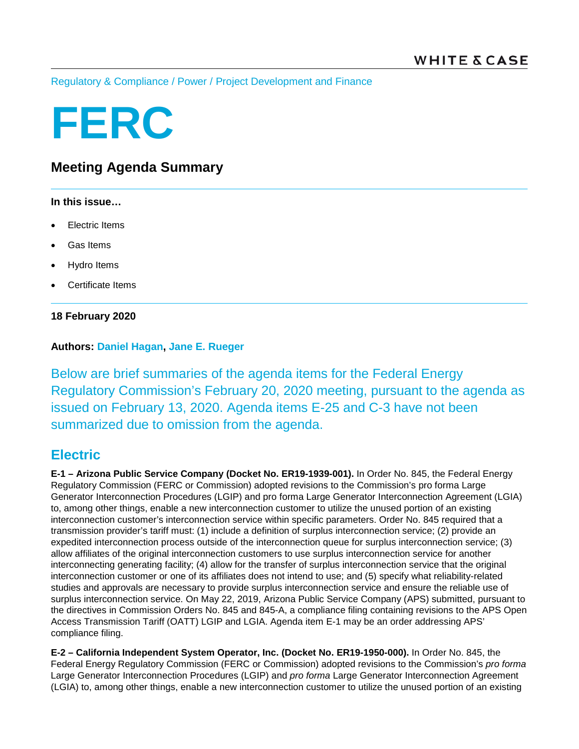WHITE & CASE

Regulatory & Compliance / Power / Project Development and Finance

# FERC

## Meeting Agenda Summary

**In this issue…**

- Electric Items
- Gas Items
- Hydro Items
- Certificate Items

**18 February 2020**

**Authors: Daniel Hagan, Jane E. Rueger**

Below are brief summaries of the agenda items for the Federal Energy Regulatory Commission's February 20, 2020 meeting, pursuant to the agenda as issued on February 13, 2020. Agenda items E-25 and C-3 have not been summarized due to omission from the agenda.

## Electric

**E-1 – Arizona Public Service Company (Docket No. ER19-1939-001).** In Order No. 845, the Federal Energy Regulatory Commission (FERC or Commission) adopted revisions to the Commission's pro forma Large Generator Interconnection Procedures (LGIP) and pro forma Large Generator Interconnection Agreement (LGIA) to, among other things, enable a new interconnection customer to utilize the unused portion of an existing interconnection customer's interconnection service within specific parameters. Order No. 845 required that a transmission provider's tariff must: (1) include a definition of surplus interconnection service; (2) provide an expedited interconnection process outside of the interconnection queue for surplus interconnection service; (3) allow affiliates of the original interconnection customers to use surplus interconnection service for another interconnecting generating facility; (4) allow for the transfer of surplus interconnection service that the original interconnection customer or one of its affiliates does not intend to use; and (5) specify what reliability-related studies and approvals are necessary to provide surplus interconnection service and ensure the reliable use of surplus interconnection service. On May 22, 2019, Arizona Public Service Company (APS) submitted, pursuant to the directives in Commission Orders No. 845 and 845-A, a compliance filing containing revisions to the APS Open Access Transmission Tariff (OATT) LGIP and LGIA. Agenda item E-1 may be an order addressing APS' compliance filing.

**E-2 – California Independent System Operator, Inc. (Docket No. ER19-1950-000).** In Order No. 845, the Federal Energy Regulatory Commission (FERC or Commission) adopted revisions to the Commission's *pro forma* Large Generator Interconnection Procedures (LGIP) and *pro forma* Large Generator Interconnection Agreement (LGIA) to, among other things, enable a new interconnection customer to utilize the unused portion of an existing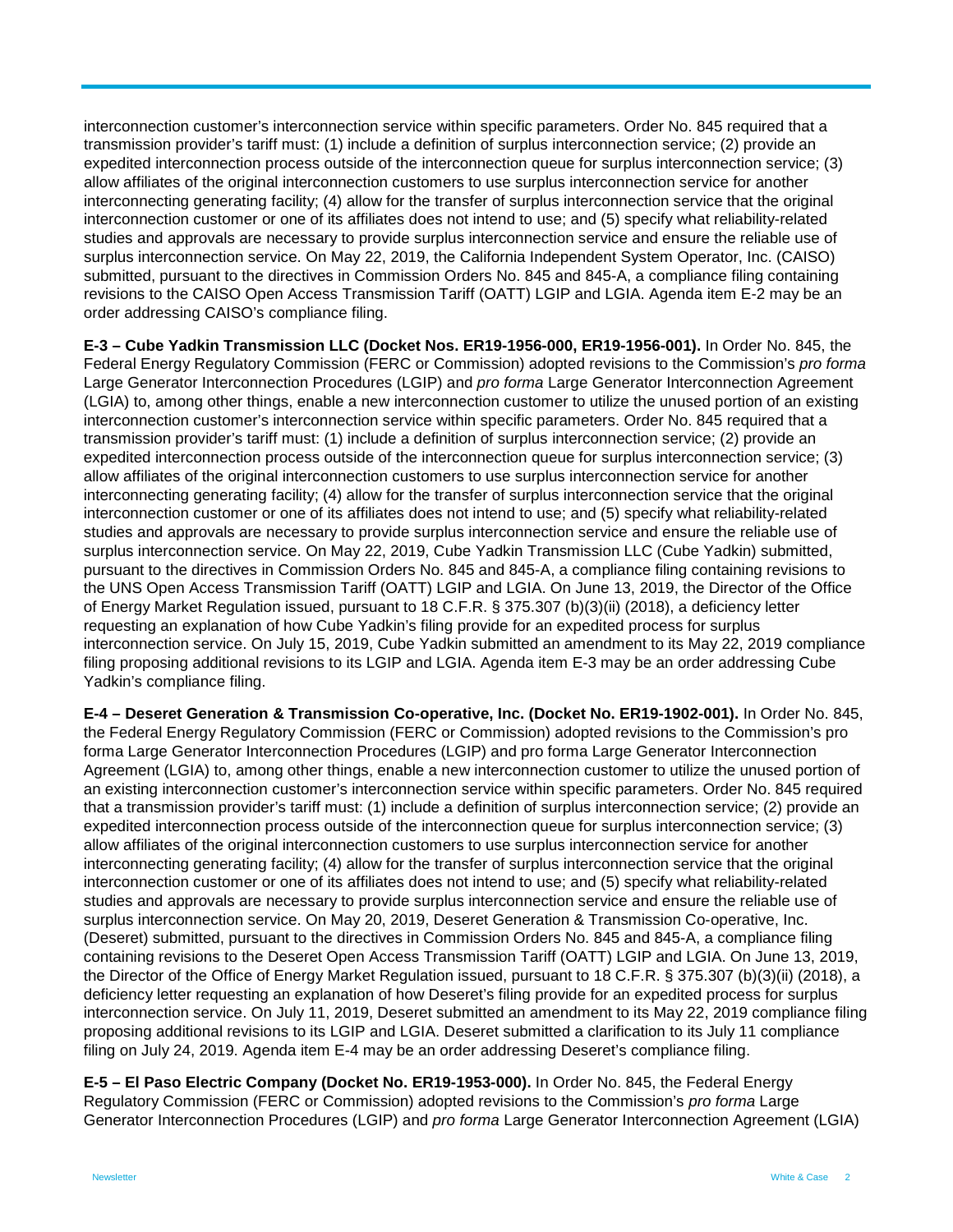interconnection customer's interconnection service within specific parameters. Order No. 845 required that a transmission provider's tariff must: (1) include a definition of surplus interconnection service; (2) provide an expedited interconnection process outside of the interconnection queue for surplus interconnection service; (3) allow affiliates of the original interconnection customers to use surplus interconnection service for another interconnecting generating facility; (4) allow for the transfer of surplus interconnection service that the original interconnection customer or one of its affiliates does not intend to use; and (5) specify what reliability-related studies and approvals are necessary to provide surplus interconnection service and ensure the reliable use of surplus interconnection service. On May 22, 2019, the California Independent System Operator, Inc. (CAISO) submitted, pursuant to the directives in Commission Orders No. 845 and 845-A, a compliance filing containing revisions to the CAISO Open Access Transmission Tariff (OATT) LGIP and LGIA. Agenda item E-2 may be an order addressing CAISO's compliance filing.

**E-3 – Cube Yadkin Transmission LLC (Docket Nos. ER19-1956-000, ER19-1956-001).** In Order No. 845, the Federal Energy Regulatory Commission (FERC or Commission) adopted revisions to the Commission's *pro forma* Large Generator Interconnection Procedures (LGIP) and *pro forma* Large Generator Interconnection Agreement (LGIA) to, among other things, enable a new interconnection customer to utilize the unused portion of an existing interconnection customer's interconnection service within specific parameters. Order No. 845 required that a transmission provider's tariff must: (1) include a definition of surplus interconnection service; (2) provide an expedited interconnection process outside of the interconnection queue for surplus interconnection service; (3) allow affiliates of the original interconnection customers to use surplus interconnection service for another interconnecting generating facility; (4) allow for the transfer of surplus interconnection service that the original interconnection customer or one of its affiliates does not intend to use; and (5) specify what reliability-related studies and approvals are necessary to provide surplus interconnection service and ensure the reliable use of surplus interconnection service. On May 22, 2019, Cube Yadkin Transmission LLC (Cube Yadkin) submitted, pursuant to the directives in Commission Orders No. 845 and 845-A, a compliance filing containing revisions to the UNS Open Access Transmission Tariff (OATT) LGIP and LGIA. On June 13, 2019, the Director of the Office of Energy Market Regulation issued, pursuant to 18 C.F.R. § 375.307 (b)(3)(ii) (2018), a deficiency letter requesting an explanation of how Cube Yadkin's filing provide for an expedited process for surplus interconnection service. On July 15, 2019, Cube Yadkin submitted an amendment to its May 22, 2019 compliance filing proposing additional revisions to its LGIP and LGIA. Agenda item E-3 may be an order addressing Cube Yadkin's compliance filing.

**E-4 – Deseret Generation & Transmission Co-operative, Inc. (Docket No. ER19-1902-001).** In Order No. 845, the Federal Energy Regulatory Commission (FERC or Commission) adopted revisions to the Commission's pro forma Large Generator Interconnection Procedures (LGIP) and pro forma Large Generator Interconnection Agreement (LGIA) to, among other things, enable a new interconnection customer to utilize the unused portion of an existing interconnection customer's interconnection service within specific parameters. Order No. 845 required that a transmission provider's tariff must: (1) include a definition of surplus interconnection service; (2) provide an expedited interconnection process outside of the interconnection queue for surplus interconnection service; (3) allow affiliates of the original interconnection customers to use surplus interconnection service for another interconnecting generating facility; (4) allow for the transfer of surplus interconnection service that the original interconnection customer or one of its affiliates does not intend to use; and (5) specify what reliability-related studies and approvals are necessary to provide surplus interconnection service and ensure the reliable use of surplus interconnection service. On May 20, 2019, Deseret Generation & Transmission Co-operative, Inc. (Deseret) submitted, pursuant to the directives in Commission Orders No. 845 and 845-A, a compliance filing containing revisions to the Deseret Open Access Transmission Tariff (OATT) LGIP and LGIA. On June 13, 2019, the Director of the Office of Energy Market Regulation issued, pursuant to 18 C.F.R. § 375.307 (b)(3)(ii) (2018), a deficiency letter requesting an explanation of how Deseret's filing provide for an expedited process for surplus interconnection service. On July 11, 2019, Deseret submitted an amendment to its May 22, 2019 compliance filing proposing additional revisions to its LGIP and LGIA. Deseret submitted a clarification to its July 11 compliance filing on July 24, 2019. Agenda item E-4 may be an order addressing Deseret's compliance filing.

**E-5 – El Paso Electric Company (Docket No. ER19-1953-000).** In Order No. 845, the Federal Energy Regulatory Commission (FERC or Commission) adopted revisions to the Commission's *pro forma* Large Generator Interconnection Procedures (LGIP) and *pro forma* Large Generator Interconnection Agreement (LGIA)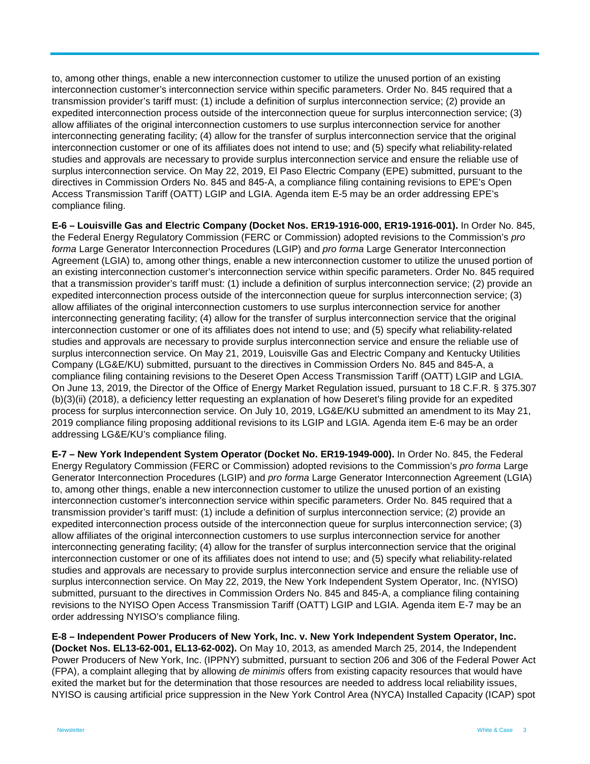to, among other things, enable a new interconnection customer to utilize the unused portion of an existing interconnection customer's interconnection service within specific parameters. Order No. 845 required that a transmission provider's tariff must: (1) include a definition of surplus interconnection service; (2) provide an expedited interconnection process outside of the interconnection queue for surplus interconnection service; (3) allow affiliates of the original interconnection customers to use surplus interconnection service for another interconnecting generating facility; (4) allow for the transfer of surplus interconnection service that the original interconnection customer or one of its affiliates does not intend to use; and (5) specify what reliability-related studies and approvals are necessary to provide surplus interconnection service and ensure the reliable use of surplus interconnection service. On May 22, 2019, El Paso Electric Company (EPE) submitted, pursuant to the directives in Commission Orders No. 845 and 845-A, a compliance filing containing revisions to EPE's Open Access Transmission Tariff (OATT) LGIP and LGIA. Agenda item E-5 may be an order addressing EPE's compliance filing.

**E-6 – Louisville Gas and Electric Company (Docket Nos. ER19-1916-000, ER19-1916-001).** In Order No. 845, the Federal Energy Regulatory Commission (FERC or Commission) adopted revisions to the Commission's *pro forma* Large Generator Interconnection Procedures (LGIP) and *pro forma* Large Generator Interconnection Agreement (LGIA) to, among other things, enable a new interconnection customer to utilize the unused portion of an existing interconnection customer's interconnection service within specific parameters. Order No. 845 required that a transmission provider's tariff must: (1) include a definition of surplus interconnection service; (2) provide an expedited interconnection process outside of the interconnection queue for surplus interconnection service; (3) allow affiliates of the original interconnection customers to use surplus interconnection service for another interconnecting generating facility; (4) allow for the transfer of surplus interconnection service that the original interconnection customer or one of its affiliates does not intend to use; and (5) specify what reliability-related studies and approvals are necessary to provide surplus interconnection service and ensure the reliable use of surplus interconnection service. On May 21, 2019, Louisville Gas and Electric Company and Kentucky Utilities Company (LG&E/KU) submitted, pursuant to the directives in Commission Orders No. 845 and 845-A, a compliance filing containing revisions to the Deseret Open Access Transmission Tariff (OATT) LGIP and LGIA. On June 13, 2019, the Director of the Office of Energy Market Regulation issued, pursuant to 18 C.F.R. § 375.307 (b)(3)(ii) (2018), a deficiency letter requesting an explanation of how Deseret's filing provide for an expedited process for surplus interconnection service. On July 10, 2019, LG&E/KU submitted an amendment to its May 21, 2019 compliance filing proposing additional revisions to its LGIP and LGIA. Agenda item E-6 may be an order addressing LG&E/KU's compliance filing.

**E-7 – New York Independent System Operator (Docket No. ER19-1949-000).** In Order No. 845, the Federal Energy Regulatory Commission (FERC or Commission) adopted revisions to the Commission's *pro forma* Large Generator Interconnection Procedures (LGIP) and *pro forma* Large Generator Interconnection Agreement (LGIA) to, among other things, enable a new interconnection customer to utilize the unused portion of an existing interconnection customer's interconnection service within specific parameters. Order No. 845 required that a transmission provider's tariff must: (1) include a definition of surplus interconnection service; (2) provide an expedited interconnection process outside of the interconnection queue for surplus interconnection service; (3) allow affiliates of the original interconnection customers to use surplus interconnection service for another interconnecting generating facility; (4) allow for the transfer of surplus interconnection service that the original interconnection customer or one of its affiliates does not intend to use; and (5) specify what reliability-related studies and approvals are necessary to provide surplus interconnection service and ensure the reliable use of surplus interconnection service. On May 22, 2019, the New York Independent System Operator, Inc. (NYISO) submitted, pursuant to the directives in Commission Orders No. 845 and 845-A, a compliance filing containing revisions to the NYISO Open Access Transmission Tariff (OATT) LGIP and LGIA. Agenda item E-7 may be an order addressing NYISO's compliance filing.

**E-8 – Independent Power Producers of New York, Inc. v. New York Independent System Operator, Inc. (Docket Nos. EL13-62-001, EL13-62-002).** On May 10, 2013, as amended March 25, 2014, the Independent Power Producers of New York, Inc. (IPPNY) submitted, pursuant to section 206 and 306 of the Federal Power Act (FPA), a complaint alleging that by allowing *de minimis* offers from existing capacity resources that would have exited the market but for the determination that those resources are needed to address local reliability issues, NYISO is causing artificial price suppression in the New York Control Area (NYCA) Installed Capacity (ICAP) spot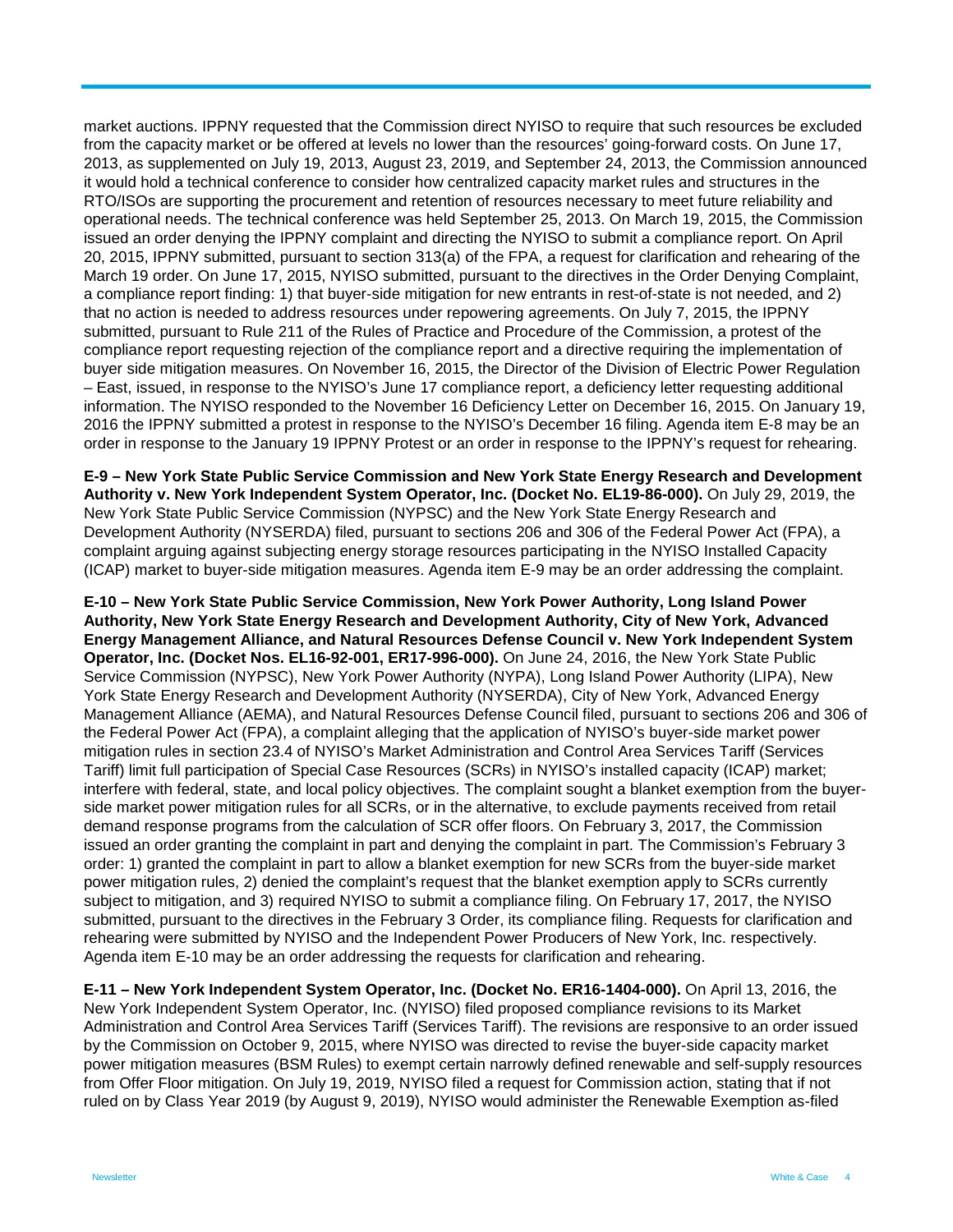market auctions. IPPNY requested that the Commission direct NYISO to require that such resources be excluded from the capacity market or be offered at levels no lower than the resources' going-forward costs. On June 17, 2013, as supplemented on July 19, 2013, August 23, 2019, and September 24, 2013, the Commission announced it would hold a technical conference to consider how centralized capacity market rules and structures in the RTO/ISOs are supporting the procurement and retention of resources necessary to meet future reliability and operational needs. The technical conference was held September 25, 2013. On March 19, 2015, the Commission issued an order denying the IPPNY complaint and directing the NYISO to submit a compliance report. On April 20, 2015, IPPNY submitted, pursuant to section 313(a) of the FPA, a request for clarification and rehearing of the March 19 order. On June 17, 2015, NYISO submitted, pursuant to the directives in the Order Denying Complaint, a compliance report finding: 1) that buyer-side mitigation for new entrants in rest-of-state is not needed, and 2) that no action is needed to address resources under repowering agreements. On July 7, 2015, the IPPNY submitted, pursuant to Rule 211 of the Rules of Practice and Procedure of the Commission, a protest of the compliance report requesting rejection of the compliance report and a directive requiring the implementation of buyer side mitigation measures. On November 16, 2015, the Director of the Division of Electric Power Regulation – East, issued, in response to the NYISO's June 17 compliance report, a deficiency letter requesting additional information. The NYISO responded to the November 16 Deficiency Letter on December 16, 2015. On January 19, 2016 the IPPNY submitted a protest in response to the NYISO's December 16 filing. Agenda item E-8 may be an order in response to the January 19 IPPNY Protest or an order in response to the IPPNY's request for rehearing.

**E-9 – New York State Public Service Commission and New York State Energy Research and Development Authority v. New York Independent System Operator, Inc. (Docket No. EL19-86-000).** On July 29, 2019, the New York State Public Service Commission (NYPSC) and the New York State Energy Research and Development Authority (NYSERDA) filed, pursuant to sections 206 and 306 of the Federal Power Act (FPA), a complaint arguing against subjecting energy storage resources participating in the NYISO Installed Capacity (ICAP) market to buyer-side mitigation measures. Agenda item E-9 may be an order addressing the complaint.

**E-10 – New York State Public Service Commission, New York Power Authority, Long Island Power Authority, New York State Energy Research and Development Authority, City of New York, Advanced Energy Management Alliance, and Natural Resources Defense Council v. New York Independent System Operator, Inc. (Docket Nos. EL16-92-001, ER17-996-000).** On June 24, 2016, the New York State Public Service Commission (NYPSC), New York Power Authority (NYPA), Long Island Power Authority (LIPA), New York State Energy Research and Development Authority (NYSERDA), City of New York, Advanced Energy Management Alliance (AEMA), and Natural Resources Defense Council filed, pursuant to sections 206 and 306 of the Federal Power Act (FPA), a complaint alleging that the application of NYISO's buyer-side market power mitigation rules in section 23.4 of NYISO's Market Administration and Control Area Services Tariff (Services Tariff) limit full participation of Special Case Resources (SCRs) in NYISO's installed capacity (ICAP) market; interfere with federal, state, and local policy objectives. The complaint sought a blanket exemption from the buyer-side market power mitigation rules for all SCRs, or in the alternative, to exclude payments received from retail demand response programs from the calculation of SCR offer floors. On February 3, 2017, the Commission issued an order granting the complaint in part and denying the complaint in part. The Commission's February 3 order: 1) granted the complaint in part to allow a blanket exemption for new SCRs from the buyer-side market power mitigation rules, 2) denied the complaint's request that the blanket exemption apply to SCRs currently subject to mitigation, and 3) required NYISO to submit a compliance filing. On February 17, 2017, the NYISO submitted, pursuant to the directives in the February 3 Order, its compliance filing. Requests for clarification and rehearing were submitted by NYISO and the Independent Power Producers of New York, Inc. respectively. Agenda item E-10 may be an order addressing the requests for clarification and rehearing.

**E-11 – New York Independent System Operator, Inc. (Docket No. ER16-1404-000).** On April 13, 2016, the New York Independent System Operator, Inc. (NYISO) filed proposed compliance revisions to its Market Administration and Control Area Services Tariff (Services Tariff). The revisions are responsive to an order issued by the Commission on October 9, 2015, where NYISO was directed to revise the buyer-side capacity market power mitigation measures (BSM Rules) to exempt certain narrowly defined renewable and self-supply resources from Offer Floor mitigation. On July 19, 2019, NYISO filed a request for Commission action, stating that if not ruled on by Class Year 2019 (by August 9, 2019), NYISO would administer the Renewable Exemption as-filed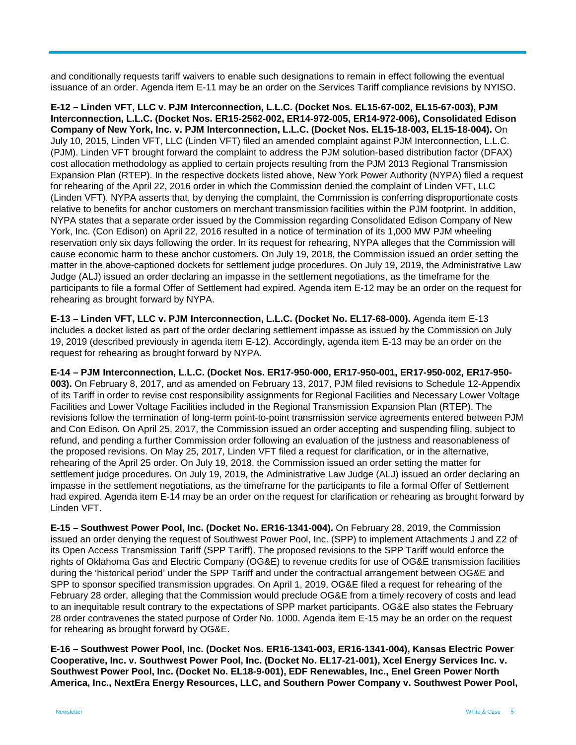and conditionally requests tariff waivers to enable such designations to remain in effect following the eventual issuance of an order. Agenda item E-11 may be an order on the Services Tariff compliance revisions by NYISO.

**E-12 – Linden VFT, LLC v. PJM Interconnection, L.L.C. (Docket Nos. EL15-67-002, EL15-67-003), PJM Interconnection, L.L.C. (Docket Nos. ER15-2562-002, ER14-972-005, ER14-972-006), Consolidated Edison Company of New York, Inc. v. PJM Interconnection, L.L.C. (Docket Nos. EL15-18-003, EL15-18-004).** On July 10, 2015, Linden VFT, LLC (Linden VFT) filed an amended complaint against PJM Interconnection, L.L.C. (PJM). Linden VFT brought forward the complaint to address the PJM solution-based distribution factor (DFAX) cost allocation methodology as applied to certain projects resulting from the PJM 2013 Regional Transmission Expansion Plan (RTEP). In the respective dockets listed above, New York Power Authority (NYPA) filed a request for rehearing of the April 22, 2016 order in which the Commission denied the complaint of Linden VFT, LLC (Linden VFT). NYPA asserts that, by denying the complaint, the Commission is conferring disproportionate costs relative to benefits for anchor customers on merchant transmission facilities within the PJM footprint. In addition, NYPA states that a separate order issued by the Commission regarding Consolidated Edison Company of New York, Inc. (Con Edison) on April 22, 2016 resulted in a notice of termination of its 1,000 MW PJM wheeling reservation only six days following the order. In its request for rehearing, NYPA alleges that the Commission will cause economic harm to these anchor customers. On July 19, 2018, the Commission issued an order setting the matter in the above-captioned dockets for settlement judge procedures. On July 19, 2019, the Administrative Law Judge (ALJ) issued an order declaring an impasse in the settlement negotiations, as the timeframe for the participants to file a formal Offer of Settlement had expired. Agenda item E-12 may be an order on the request for rehearing as brought forward by NYPA.

**E-13 – Linden VFT, LLC v. PJM Interconnection, L.L.C. (Docket No. EL17-68-000).** Agenda item E-13 includes a docket listed as part of the order declaring settlement impasse as issued by the Commission on July 19, 2019 (described previously in agenda item E-12). Accordingly, agenda item E-13 may be an order on the request for rehearing as brought forward by NYPA.

**E-14 – PJM Interconnection, L.L.C. (Docket Nos. ER17-950-000, ER17-950-001, ER17-950-002, ER17-950-003).** On February 8, 2017, and as amended on February 13, 2017, PJM filed revisions to Schedule 12-Appendix of its Tariff in order to revise cost responsibility assignments for Regional Facilities and Necessary Lower Voltage Facilities and Lower Voltage Facilities included in the Regional Transmission Expansion Plan (RTEP). The revisions follow the termination of long-term point-to-point transmission service agreements entered between PJM and Con Edison. On April 25, 2017, the Commission issued an order accepting and suspending filing, subject to refund, and pending a further Commission order following an evaluation of the justness and reasonableness of the proposed revisions. On May 25, 2017, Linden VFT filed a request for clarification, or in the alternative, rehearing of the April 25 order. On July 19, 2018, the Commission issued an order setting the matter for settlement judge procedures. On July 19, 2019, the Administrative Law Judge (ALJ) issued an order declaring an impasse in the settlement negotiations, as the timeframe for the participants to file a formal Offer of Settlement had expired. Agenda item E-14 may be an order on the request for clarification or rehearing as brought forward by Linden VFT.

**E-15 – Southwest Power Pool, Inc. (Docket No. ER16-1341-004).** On February 28, 2019, the Commission issued an order denying the request of Southwest Power Pool, Inc. (SPP) to implement Attachments J and Z2 of its Open Access Transmission Tariff (SPP Tariff). The proposed revisions to the SPP Tariff would enforce the rights of Oklahoma Gas and Electric Company (OG&E) to revenue credits for use of OG&E transmission facilities during the 'historical period' under the SPP Tariff and under the contractual arrangement between OG&E and SPP to sponsor specified transmission upgrades. On April 1, 2019, OG&E filed a request for rehearing of the February 28 order, alleging that the Commission would preclude OG&E from a timely recovery of costs and lead to an inequitable result contrary to the expectations of SPP market participants. OG&E also states the February 28 order contravenes the stated purpose of Order No. 1000. Agenda item E-15 may be an order on the request for rehearing as brought forward by OG&E.

**E-16 – Southwest Power Pool, Inc. (Docket Nos. ER16-1341-003, ER16-1341-004), Kansas Electric Power Cooperative, Inc. v. Southwest Power Pool, Inc. (Docket No. EL17-21-001), Xcel Energy Services Inc. v. Southwest Power Pool, Inc. (Docket No. EL18-9-001), EDF Renewables, Inc., Enel Green Power North America, Inc., NextEra Energy Resources, LLC, and Southern Power Company v. Southwest Power Pool,**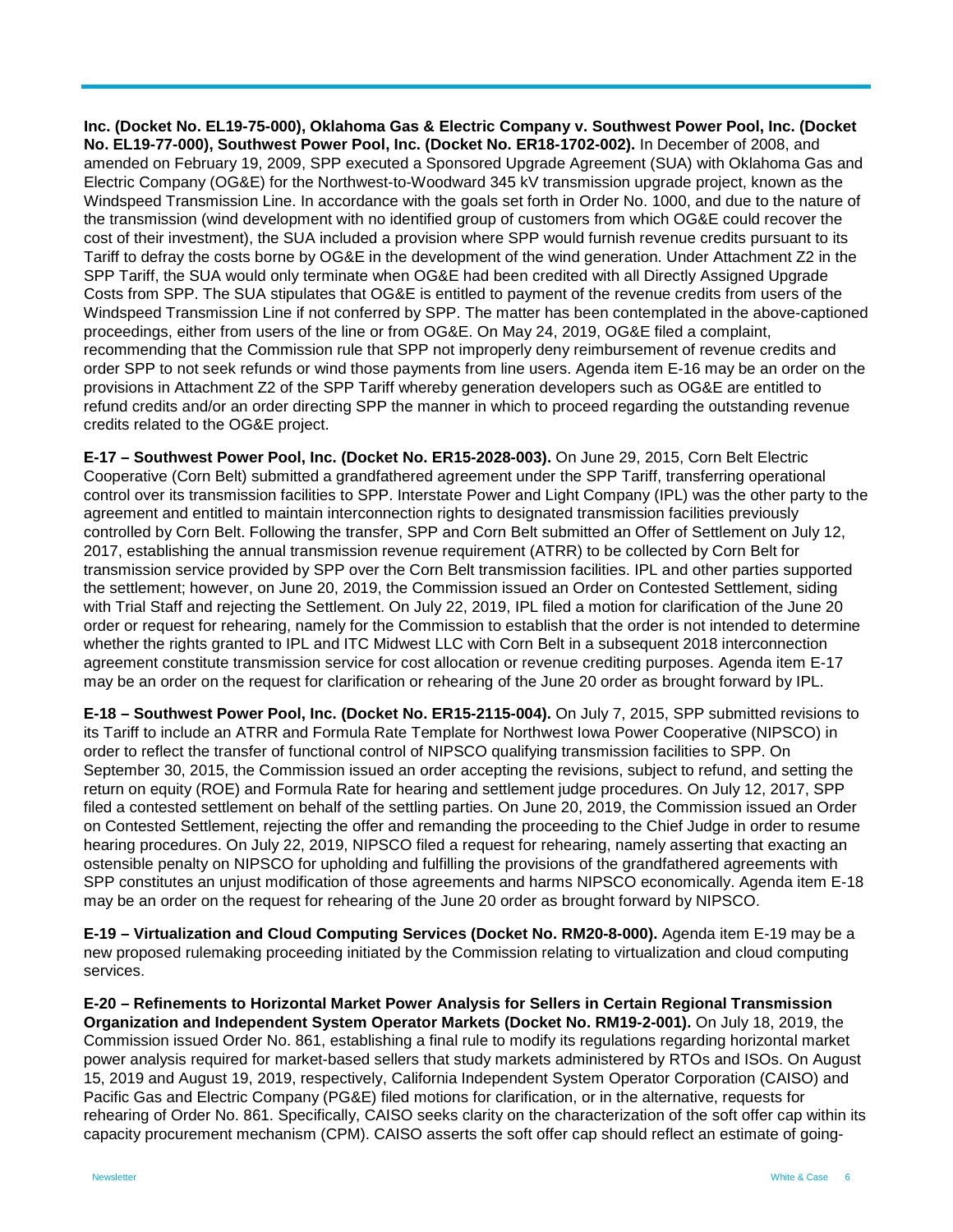**Inc. (Docket No. EL19-75-000), Oklahoma Gas & Electric Company v. Southwest Power Pool, Inc. (Docket No. EL19-77-000), Southwest Power Pool, Inc. (Docket No. ER18-1702-002).** In December of 2008, and amended on February 19, 2009, SPP executed a Sponsored Upgrade Agreement (SUA) with Oklahoma Gas and Electric Company (OG&E) for the Northwest-to-Woodward 345 kV transmission upgrade project, known as the Windspeed Transmission Line. In accordance with the goals set forth in Order No. 1000, and due to the nature of the transmission (wind development with no identified group of customers from which OG&E could recover the cost of their investment), the SUA included a provision where SPP would furnish revenue credits pursuant to its Tariff to defray the costs borne by OG&E in the development of the wind generation. Under Attachment Z2 in the SPP Tariff, the SUA would only terminate when OG&E had been credited with all Directly Assigned Upgrade Costs from SPP. The SUA stipulates that OG&E is entitled to payment of the revenue credits from users of the Windspeed Transmission Line if not conferred by SPP. The matter has been contemplated in the above-captioned proceedings, either from users of the line or from OG&E. On May 24, 2019, OG&E filed a complaint, recommending that the Commission rule that SPP not improperly deny reimbursement of revenue credits and order SPP to not seek refunds or wind those payments from line users. Agenda item E-16 may be an order on the provisions in Attachment Z2 of the SPP Tariff whereby generation developers such as OG&E are entitled to refund credits and/or an order directing SPP the manner in which to proceed regarding the outstanding revenue credits related to the OG&E project.

**E-17 – Southwest Power Pool, Inc. (Docket No. ER15-2028-003).** On June 29, 2015, Corn Belt Electric Cooperative (Corn Belt) submitted a grandfathered agreement under the SPP Tariff, transferring operational control over its transmission facilities to SPP. Interstate Power and Light Company (IPL) was the other party to the agreement and entitled to maintain interconnection rights to designated transmission facilities previously controlled by Corn Belt. Following the transfer, SPP and Corn Belt submitted an Offer of Settlement on July 12, 2017, establishing the annual transmission revenue requirement (ATRR) to be collected by Corn Belt for transmission service provided by SPP over the Corn Belt transmission facilities. IPL and other parties supported the settlement; however, on June 20, 2019, the Commission issued an Order on Contested Settlement, siding with Trial Staff and rejecting the Settlement. On July 22, 2019, IPL filed a motion for clarification of the June 20 order or request for rehearing, namely for the Commission to establish that the order is not intended to determine whether the rights granted to IPL and ITC Midwest LLC with Corn Belt in a subsequent 2018 interconnection agreement constitute transmission service for cost allocation or revenue crediting purposes. Agenda item E-17 may be an order on the request for clarification or rehearing of the June 20 order as brought forward by IPL.

**E-18 – Southwest Power Pool, Inc. (Docket No. ER15-2115-004).** On July 7, 2015, SPP submitted revisions to its Tariff to include an ATRR and Formula Rate Template for Northwest Iowa Power Cooperative (NIPSCO) in order to reflect the transfer of functional control of NIPSCO qualifying transmission facilities to SPP. On September 30, 2015, the Commission issued an order accepting the revisions, subject to refund, and setting the return on equity (ROE) and Formula Rate for hearing and settlement judge procedures. On July 12, 2017, SPP filed a contested settlement on behalf of the settling parties. On June 20, 2019, the Commission issued an Order on Contested Settlement, rejecting the offer and remanding the proceeding to the Chief Judge in order to resume hearing procedures. On July 22, 2019, NIPSCO filed a request for rehearing, namely asserting that exacting an ostensible penalty on NIPSCO for upholding and fulfilling the provisions of the grandfathered agreements with SPP constitutes an unjust modification of those agreements and harms NIPSCO economically. Agenda item E-18 may be an order on the request for rehearing of the June 20 order as brought forward by NIPSCO.

**E-19 – Virtualization and Cloud Computing Services (Docket No. RM20-8-000).** Agenda item E-19 may be a new proposed rulemaking proceeding initiated by the Commission relating to virtualization and cloud computing services.

**E-20 – Refinements to Horizontal Market Power Analysis for Sellers in Certain Regional Transmission Organization and Independent System Operator Markets (Docket No. RM19-2-001).** On July 18, 2019, the Commission issued Order No. 861, establishing a final rule to modify its regulations regarding horizontal market power analysis required for market-based sellers that study markets administered by RTOs and ISOs. On August 15, 2019 and August 19, 2019, respectively, California Independent System Operator Corporation (CAISO) and Pacific Gas and Electric Company (PG&E) filed motions for clarification, or in the alternative, requests for rehearing of Order No. 861. Specifically, CAISO seeks clarity on the characterization of the soft offer cap within its capacity procurement mechanism (CPM). CAISO asserts the soft offer cap should reflect an estimate of going-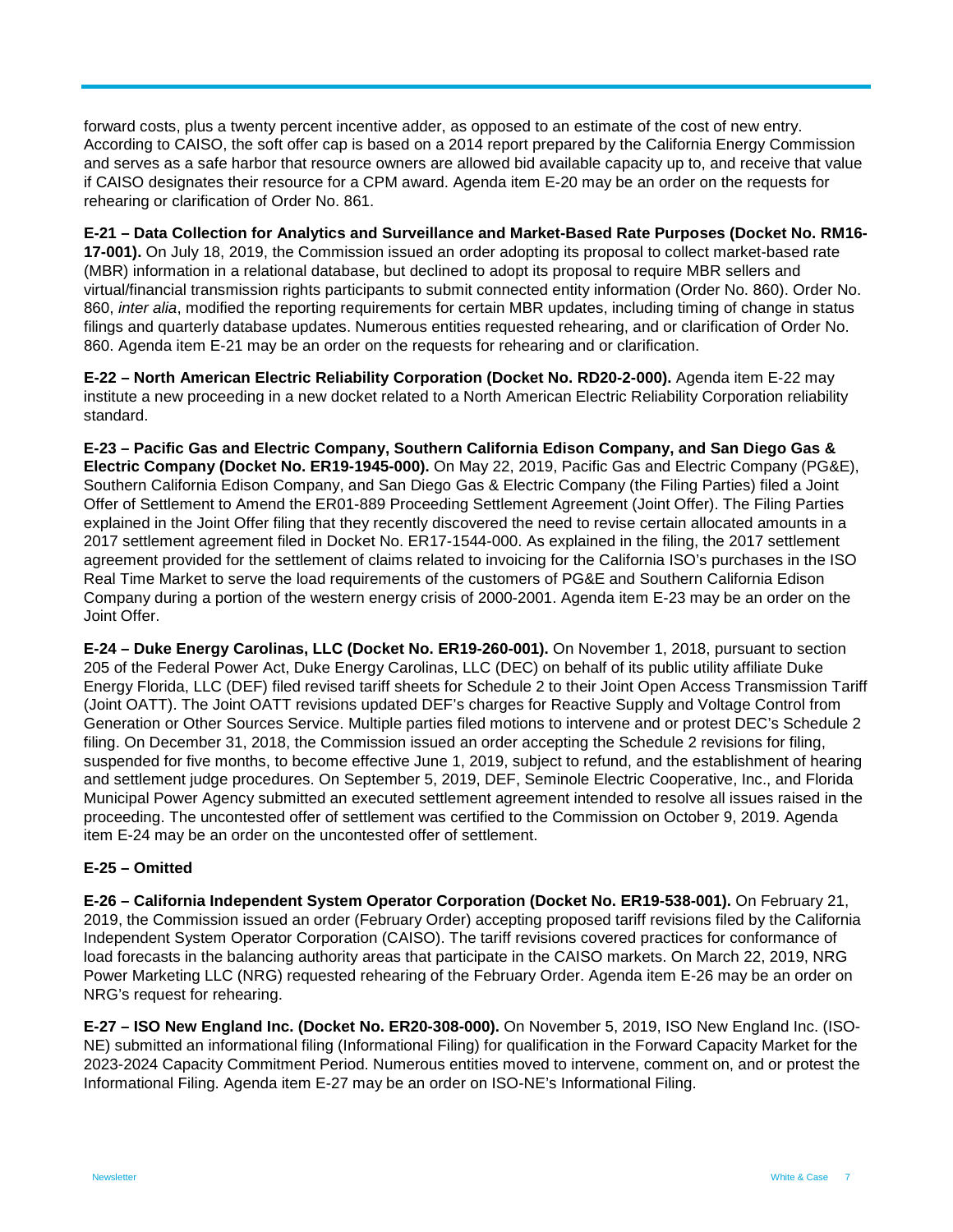forward costs, plus a twenty percent incentive adder, as opposed to an estimate of the cost of new entry. According to CAISO, the soft offer cap is based on a 2014 report prepared by the California Energy Commission and serves as a safe harbor that resource owners are allowed bid available capacity up to, and receive that value if CAISO designates their resource for a CPM award. Agenda item E-20 may be an order on the requests for rehearing or clarification of Order No. 861.

**E-21 – Data Collection for Analytics and Surveillance and Market-Based Rate Purposes (Docket No. RM16-17-001).** On July 18, 2019, the Commission issued an order adopting its proposal to collect market-based rate (MBR) information in a relational database, but declined to adopt its proposal to require MBR sellers and virtual/financial transmission rights participants to submit connected entity information (Order No. 860). Order No. 860, *inter alia*, modified the reporting requirements for certain MBR updates, including timing of change in status filings and quarterly database updates. Numerous entities requested rehearing, and or clarification of Order No. 860. Agenda item E-21 may be an order on the requests for rehearing and or clarification.

**E-22 – North American Electric Reliability Corporation (Docket No. RD20-2-000).** Agenda item E-22 may institute a new proceeding in a new docket related to a North American Electric Reliability Corporation reliability standard.

**E-23 – Pacific Gas and Electric Company, Southern California Edison Company, and San Diego Gas & Electric Company (Docket No. ER19-1945-000).** On May 22, 2019, Pacific Gas and Electric Company (PG&E), Southern California Edison Company, and San Diego Gas & Electric Company (the Filing Parties) filed a Joint Offer of Settlement to Amend the ER01-889 Proceeding Settlement Agreement (Joint Offer). The Filing Parties explained in the Joint Offer filing that they recently discovered the need to revise certain allocated amounts in a 2017 settlement agreement filed in Docket No. ER17-1544-000. As explained in the filing, the 2017 settlement agreement provided for the settlement of claims related to invoicing for the California ISO's purchases in the ISO Real Time Market to serve the load requirements of the customers of PG&E and Southern California Edison Company during a portion of the western energy crisis of 2000-2001. Agenda item E-23 may be an order on the Joint Offer.

**E-24 – Duke Energy Carolinas, LLC (Docket No. ER19-260-001).** On November 1, 2018, pursuant to section 205 of the Federal Power Act, Duke Energy Carolinas, LLC (DEC) on behalf of its public utility affiliate Duke Energy Florida, LLC (DEF) filed revised tariff sheets for Schedule 2 to their Joint Open Access Transmission Tariff (Joint OATT). The Joint OATT revisions updated DEF's charges for Reactive Supply and Voltage Control from Generation or Other Sources Service. Multiple parties filed motions to intervene and or protest DEC's Schedule 2 filing. On December 31, 2018, the Commission issued an order accepting the Schedule 2 revisions for filing, suspended for five months, to become effective June 1, 2019, subject to refund, and the establishment of hearing and settlement judge procedures. On September 5, 2019, DEF, Seminole Electric Cooperative, Inc., and Florida Municipal Power Agency submitted an executed settlement agreement intended to resolve all issues raised in the proceeding. The uncontested offer of settlement was certified to the Commission on October 9, 2019. Agenda item E-24 may be an order on the uncontested offer of settlement.

**E-25 – Omitted**

**E-26 – California Independent System Operator Corporation (Docket No. ER19-538-001).** On February 21, 2019, the Commission issued an order (February Order) accepting proposed tariff revisions filed by the California Independent System Operator Corporation (CAISO). The tariff revisions covered practices for conformance of load forecasts in the balancing authority areas that participate in the CAISO markets. On March 22, 2019, NRG Power Marketing LLC (NRG) requested rehearing of the February Order. Agenda item E-26 may be an order on NRG's request for rehearing.

**E-27 – ISO New England Inc. (Docket No. ER20-308-000).** On November 5, 2019, ISO New England Inc. (ISO-NE) submitted an informational filing (Informational Filing) for qualification in the Forward Capacity Market for the 2023-2024 Capacity Commitment Period. Numerous entities moved to intervene, comment on, and or protest the Informational Filing. Agenda item E-27 may be an order on ISO-NE's Informational Filing.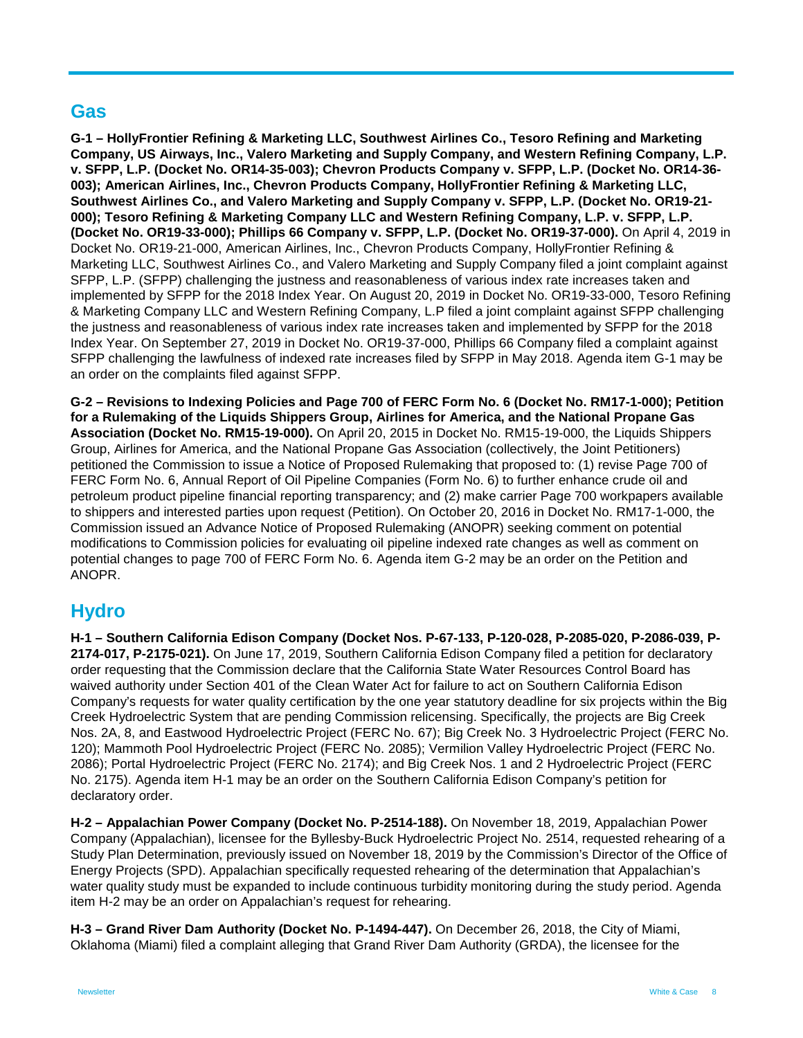## Gas

**G-1 – HollyFrontier Refining & Marketing LLC, Southwest Airlines Co., Tesoro Refining and Marketing Company, US Airways, Inc., Valero Marketing and Supply Company, and Western Refining Company, L.P. v. SFPP, L.P. (Docket No. OR14-35-003); Chevron Products Company v. SFPP, L.P. (Docket No. OR14-36-003); American Airlines, Inc., Chevron Products Company, HollyFrontier Refining & Marketing LLC, Southwest Airlines Co., and Valero Marketing and Supply Company v. SFPP, L.P. (Docket No. OR19-21-000); Tesoro Refining & Marketing Company LLC and Western Refining Company, L.P. v. SFPP, L.P. (Docket No. OR19-33-000); Phillips 66 Company v. SFPP, L.P. (Docket No. OR19-37-000).** On April 4, 2019 in Docket No. OR19-21-000, American Airlines, Inc., Chevron Products Company, HollyFrontier Refining & Marketing LLC, Southwest Airlines Co., and Valero Marketing and Supply Company filed a joint complaint against SFPP, L.P. (SFPP) challenging the justness and reasonableness of various index rate increases taken and implemented by SFPP for the 2018 Index Year. On August 20, 2019 in Docket No. OR19-33-000, Tesoro Refining & Marketing Company LLC and Western Refining Company, L.P filed a joint complaint against SFPP challenging the justness and reasonableness of various index rate increases taken and implemented by SFPP for the 2018 Index Year. On September 27, 2019 in Docket No. OR19-37-000, Phillips 66 Company filed a complaint against SFPP challenging the lawfulness of indexed rate increases filed by SFPP in May 2018. Agenda item G-1 may be an order on the complaints filed against SFPP.

**G-2 – Revisions to Indexing Policies and Page 700 of FERC Form No. 6 (Docket No. RM17-1-000); Petition for a Rulemaking of the Liquids Shippers Group, Airlines for America, and the National Propane Gas Association (Docket No. RM15-19-000).** On April 20, 2015 in Docket No. RM15-19-000, the Liquids Shippers Group, Airlines for America, and the National Propane Gas Association (collectively, the Joint Petitioners) petitioned the Commission to issue a Notice of Proposed Rulemaking that proposed to: (1) revise Page 700 of FERC Form No. 6, Annual Report of Oil Pipeline Companies (Form No. 6) to further enhance crude oil and petroleum product pipeline financial reporting transparency; and (2) make carrier Page 700 workpapers available to shippers and interested parties upon request (Petition). On October 20, 2016 in Docket No. RM17-1-000, the Commission issued an Advance Notice of Proposed Rulemaking (ANOPR) seeking comment on potential modifications to Commission policies for evaluating oil pipeline indexed rate changes as well as comment on potential changes to page 700 of FERC Form No. 6. Agenda item G-2 may be an order on the Petition and ANOPR.

## Hydro

**H-1 – Southern California Edison Company (Docket Nos. P-67-133, P-120-028, P-2085-020, P-2086-039, P-2174-017, P-2175-021).** On June 17, 2019, Southern California Edison Company filed a petition for declaratory order requesting that the Commission declare that the California State Water Resources Control Board has waived authority under Section 401 of the Clean Water Act for failure to act on Southern California Edison Company's requests for water quality certification by the one year statutory deadline for six projects within the Big Creek Hydroelectric System that are pending Commission relicensing. Specifically, the projects are Big Creek Nos. 2A, 8, and Eastwood Hydroelectric Project (FERC No. 67); Big Creek No. 3 Hydroelectric Project (FERC No. 120); Mammoth Pool Hydroelectric Project (FERC No. 2085); Vermilion Valley Hydroelectric Project (FERC No. 2086); Portal Hydroelectric Project (FERC No. 2174); and Big Creek Nos. 1 and 2 Hydroelectric Project (FERC No. 2175). Agenda item H-1 may be an order on the Southern California Edison Company's petition for declaratory order.

**H-2 – Appalachian Power Company (Docket No. P-2514-188).** On November 18, 2019, Appalachian Power Company (Appalachian), licensee for the Byllesby-Buck Hydroelectric Project No. 2514, requested rehearing of a Study Plan Determination, previously issued on November 18, 2019 by the Commission's Director of the Office of Energy Projects (SPD). Appalachian specifically requested rehearing of the determination that Appalachian's water quality study must be expanded to include continuous turbidity monitoring during the study period. Agenda item H-2 may be an order on Appalachian's request for rehearing.

**H-3 – Grand River Dam Authority (Docket No. P-1494-447).** On December 26, 2018, the City of Miami, Oklahoma (Miami) filed a complaint alleging that Grand River Dam Authority (GRDA), the licensee for the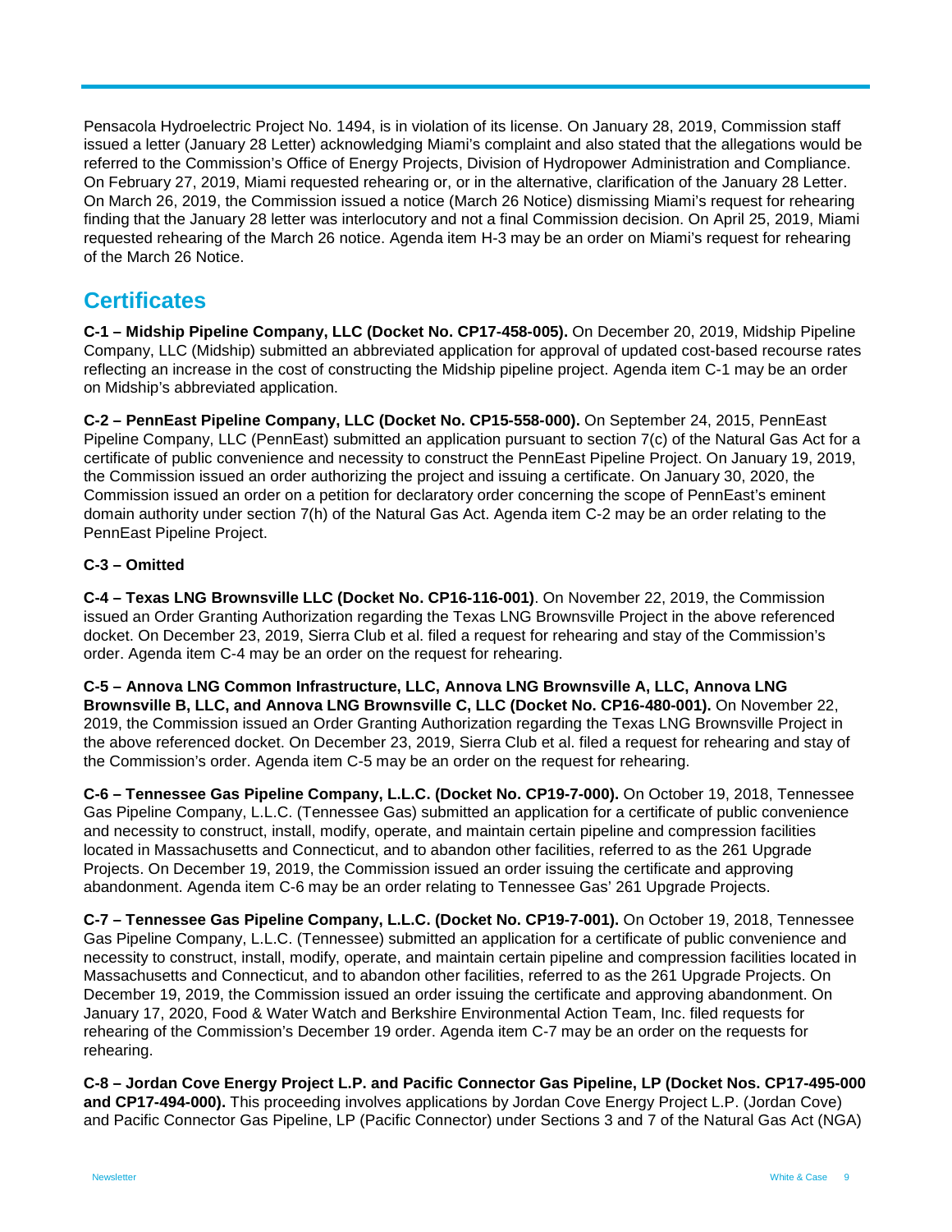Pensacola Hydroelectric Project No. 1494, is in violation of its license. On January 28, 2019, Commission staff issued a letter (January 28 Letter) acknowledging Miami's complaint and also stated that the allegations would be referred to the Commission's Office of Energy Projects, Division of Hydropower Administration and Compliance. On February 27, 2019, Miami requested rehearing or, or in the alternative, clarification of the January 28 Letter. On March 26, 2019, the Commission issued a notice (March 26 Notice) dismissing Miami's request for rehearing finding that the January 28 letter was interlocutory and not a final Commission decision. On April 25, 2019, Miami requested rehearing of the March 26 notice. Agenda item H-3 may be an order on Miami's request for rehearing of the March 26 Notice.

## Certificates

**C-1 – Midship Pipeline Company, LLC (Docket No. CP17-458-005).** On December 20, 2019, Midship Pipeline Company, LLC (Midship) submitted an abbreviated application for approval of updated cost-based recourse rates reflecting an increase in the cost of constructing the Midship pipeline project. Agenda item C-1 may be an order on Midship's abbreviated application.

**C-2 – PennEast Pipeline Company, LLC (Docket No. CP15-558-000).** On September 24, 2015, PennEast Pipeline Company, LLC (PennEast) submitted an application pursuant to section 7(c) of the Natural Gas Act for a certificate of public convenience and necessity to construct the PennEast Pipeline Project. On January 19, 2019, the Commission issued an order authorizing the project and issuing a certificate. On January 30, 2020, the Commission issued an order on a petition for declaratory order concerning the scope of PennEast's eminent domain authority under section 7(h) of the Natural Gas Act. Agenda item C-2 may be an order relating to the PennEast Pipeline Project.

**C-3 – Omitted**

**C-4 – Texas LNG Brownsville LLC (Docket No. CP16-116-001)**. On November 22, 2019, the Commission issued an Order Granting Authorization regarding the Texas LNG Brownsville Project in the above referenced docket. On December 23, 2019, Sierra Club et al. filed a request for rehearing and stay of the Commission's order. Agenda item C-4 may be an order on the request for rehearing.

**C-5 – Annova LNG Common Infrastructure, LLC, Annova LNG Brownsville A, LLC, Annova LNG Brownsville B, LLC, and Annova LNG Brownsville C, LLC (Docket No. CP16-480-001).** On November 22, 2019, the Commission issued an Order Granting Authorization regarding the Texas LNG Brownsville Project in the above referenced docket. On December 23, 2019, Sierra Club et al. filed a request for rehearing and stay of the Commission's order. Agenda item C-5 may be an order on the request for rehearing.

**C-6 – Tennessee Gas Pipeline Company, L.L.C. (Docket No. CP19-7-000).** On October 19, 2018, Tennessee Gas Pipeline Company, L.L.C. (Tennessee Gas) submitted an application for a certificate of public convenience and necessity to construct, install, modify, operate, and maintain certain pipeline and compression facilities located in Massachusetts and Connecticut, and to abandon other facilities, referred to as the 261 Upgrade Projects. On December 19, 2019, the Commission issued an order issuing the certificate and approving abandonment. Agenda item C-6 may be an order relating to Tennessee Gas' 261 Upgrade Projects.

**C-7 – Tennessee Gas Pipeline Company, L.L.C. (Docket No. CP19-7-001).** On October 19, 2018, Tennessee Gas Pipeline Company, L.L.C. (Tennessee) submitted an application for a certificate of public convenience and necessity to construct, install, modify, operate, and maintain certain pipeline and compression facilities located in Massachusetts and Connecticut, and to abandon other facilities, referred to as the 261 Upgrade Projects. On December 19, 2019, the Commission issued an order issuing the certificate and approving abandonment. On January 17, 2020, Food & Water Watch and Berkshire Environmental Action Team, Inc. filed requests for rehearing of the Commission's December 19 order. Agenda item C-7 may be an order on the requests for rehearing.

**C-8 – Jordan Cove Energy Project L.P. and Pacific Connector Gas Pipeline, LP (Docket Nos. CP17-495-000 and CP17-494-000).** This proceeding involves applications by Jordan Cove Energy Project L.P. (Jordan Cove) and Pacific Connector Gas Pipeline, LP (Pacific Connector) under Sections 3 and 7 of the Natural Gas Act (NGA)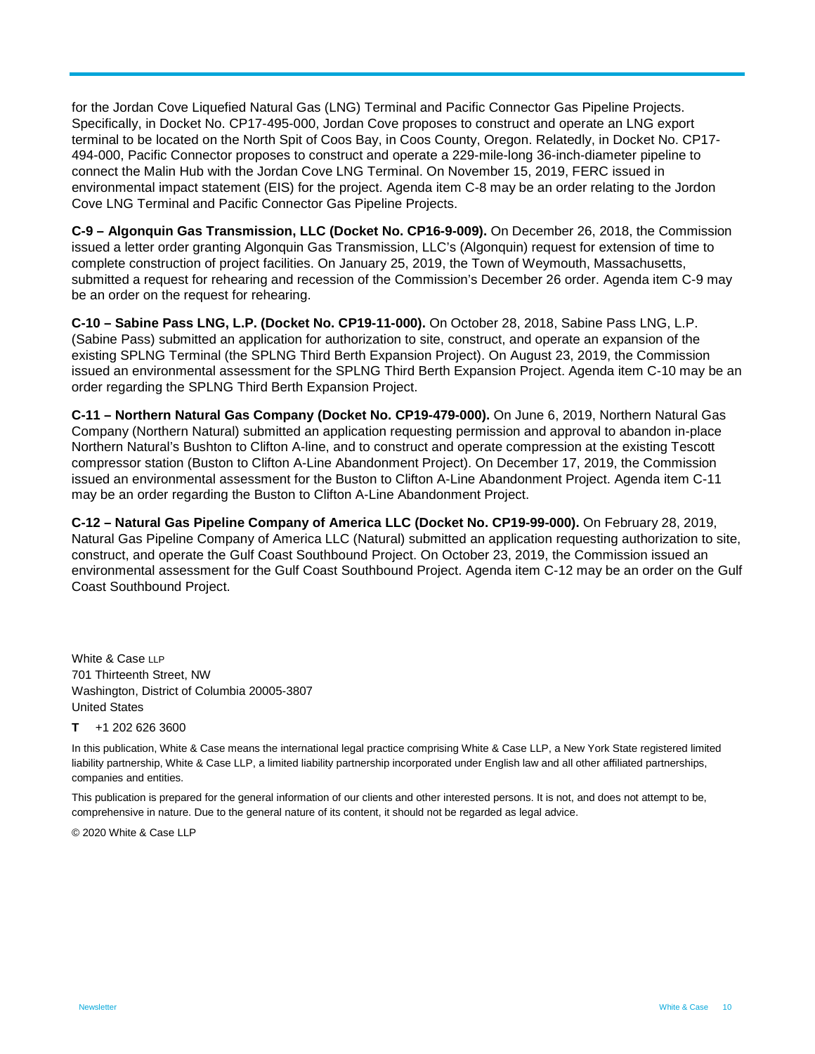for the Jordan Cove Liquefied Natural Gas (LNG) Terminal and Pacific Connector Gas Pipeline Projects. Specifically, in Docket No. CP17-495-000, Jordan Cove proposes to construct and operate an LNG export terminal to be located on the North Spit of Coos Bay, in Coos County, Oregon. Relatedly, in Docket No. CP17-494-000, Pacific Connector proposes to construct and operate a 229-mile-long 36-inch-diameter pipeline to connect the Malin Hub with the Jordan Cove LNG Terminal. On November 15, 2019, FERC issued in environmental impact statement (EIS) for the project. Agenda item C-8 may be an order relating to the Jordon Cove LNG Terminal and Pacific Connector Gas Pipeline Projects.

**C-9 – Algonquin Gas Transmission, LLC (Docket No. CP16-9-009).** On December 26, 2018, the Commission issued a letter order granting Algonquin Gas Transmission, LLC's (Algonquin) request for extension of time to complete construction of project facilities. On January 25, 2019, the Town of Weymouth, Massachusetts, submitted a request for rehearing and recession of the Commission's December 26 order. Agenda item C-9 may be an order on the request for rehearing.

**C-10 – Sabine Pass LNG, L.P. (Docket No. CP19-11-000).** On October 28, 2018, Sabine Pass LNG, L.P. (Sabine Pass) submitted an application for authorization to site, construct, and operate an expansion of the existing SPLNG Terminal (the SPLNG Third Berth Expansion Project). On August 23, 2019, the Commission issued an environmental assessment for the SPLNG Third Berth Expansion Project. Agenda item C-10 may be an order regarding the SPLNG Third Berth Expansion Project.

**C-11 – Northern Natural Gas Company (Docket No. CP19-479-000).** On June 6, 2019, Northern Natural Gas Company (Northern Natural) submitted an application requesting permission and approval to abandon in-place Northern Natural's Bushton to Clifton A-line, and to construct and operate compression at the existing Tescott compressor station (Buston to Clifton A-Line Abandonment Project). On December 17, 2019, the Commission issued an environmental assessment for the Buston to Clifton A-Line Abandonment Project. Agenda item C-11 may be an order regarding the Buston to Clifton A-Line Abandonment Project.

**C-12 – Natural Gas Pipeline Company of America LLC (Docket No. CP19-99-000).** On February 28, 2019, Natural Gas Pipeline Company of America LLC (Natural) submitted an application requesting authorization to site, construct, and operate the Gulf Coast Southbound Project. On October 23, 2019, the Commission issued an environmental assessment for the Gulf Coast Southbound Project. Agenda item C-12 may be an order on the Gulf Coast Southbound Project.

White & Case LLP
701 Thirteenth Street, NW
Washington, District of Columbia 20005-3807
United States

**T** +1 202 626 3600

In this publication, White & Case means the international legal practice comprising White & Case LLP, a New York State registered limited liability partnership, White & Case LLP, a limited liability partnership incorporated under English law and all other affiliated partnerships, companies and entities.

This publication is prepared for the general information of our clients and other interested persons. It is not, and does not attempt to be, comprehensive in nature. Due to the general nature of its content, it should not be regarded as legal advice.

© 2020 White & Case LLP